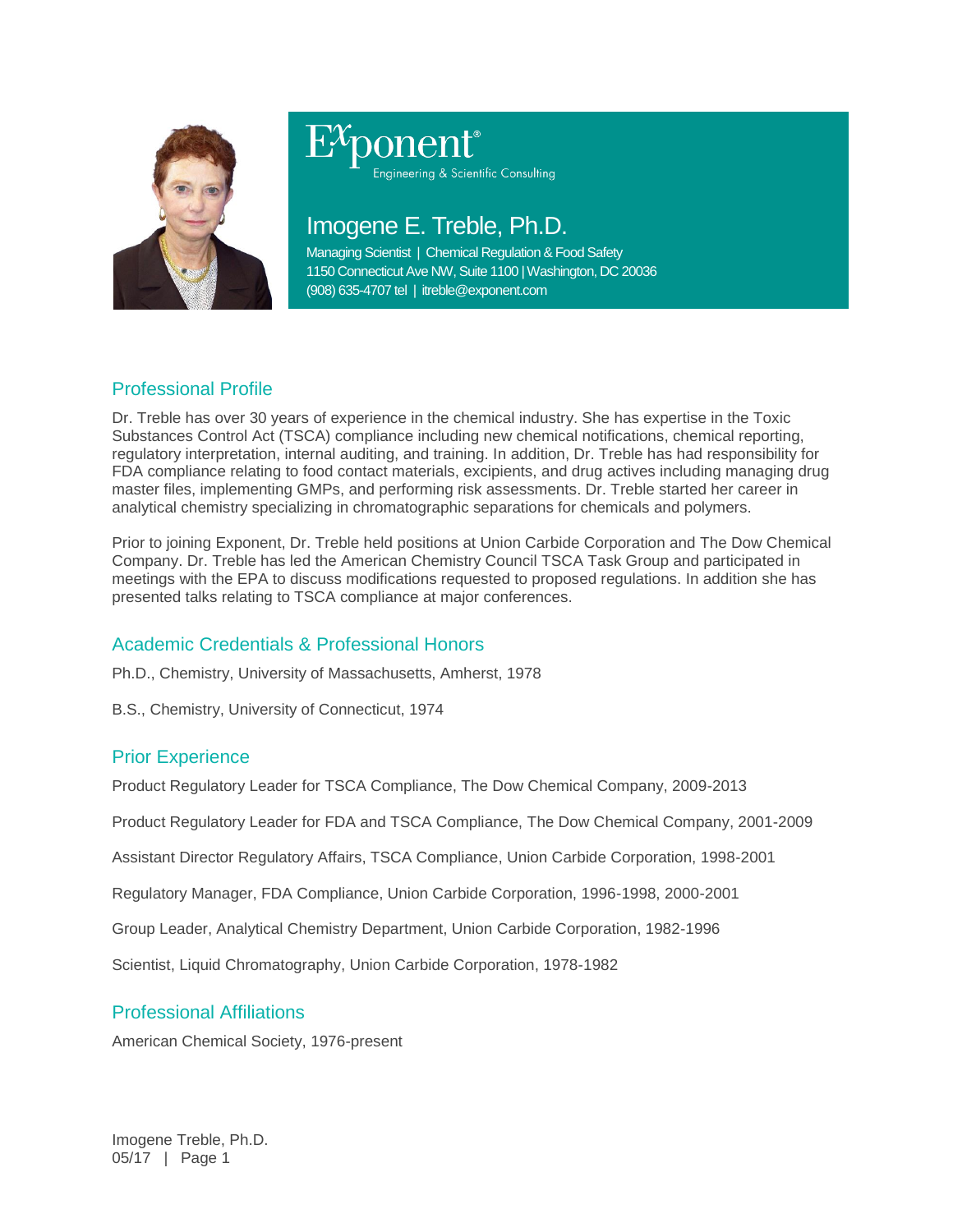Exponent®
Engineering & Scientific Consulting

# Imogene E. Treble, Ph.D.

Managing Scientist | Chemical Regulation & Food Safety
1150 Connecticut Ave NW, Suite 1100 | Washington, DC 20036
(908) 635-4707 tel | itreble@exponent.com

## Professional Profile

Dr. Treble has over 30 years of experience in the chemical industry. She has expertise in the Toxic Substances Control Act (TSCA) compliance including new chemical notifications, chemical reporting, regulatory interpretation, internal auditing, and training. In addition, Dr. Treble has had responsibility for FDA compliance relating to food contact materials, excipients, and drug actives including managing drug master files, implementing GMPs, and performing risk assessments. Dr. Treble started her career in analytical chemistry specializing in chromatographic separations for chemicals and polymers.

Prior to joining Exponent, Dr. Treble held positions at Union Carbide Corporation and The Dow Chemical Company. Dr. Treble has led the American Chemistry Council TSCA Task Group and participated in meetings with the EPA to discuss modifications requested to proposed regulations. In addition she has presented talks relating to TSCA compliance at major conferences.

## Academic Credentials & Professional Honors

Ph.D., Chemistry, University of Massachusetts, Amherst, 1978

B.S., Chemistry, University of Connecticut, 1974

## Prior Experience

Product Regulatory Leader for TSCA Compliance, The Dow Chemical Company, 2009-2013

Product Regulatory Leader for FDA and TSCA Compliance, The Dow Chemical Company, 2001-2009

Assistant Director Regulatory Affairs, TSCA Compliance, Union Carbide Corporation, 1998-2001

Regulatory Manager, FDA Compliance, Union Carbide Corporation, 1996-1998, 2000-2001

Group Leader, Analytical Chemistry Department, Union Carbide Corporation, 1982-1996

Scientist, Liquid Chromatography, Union Carbide Corporation, 1978-1982

## Professional Affiliations

American Chemical Society, 1976-present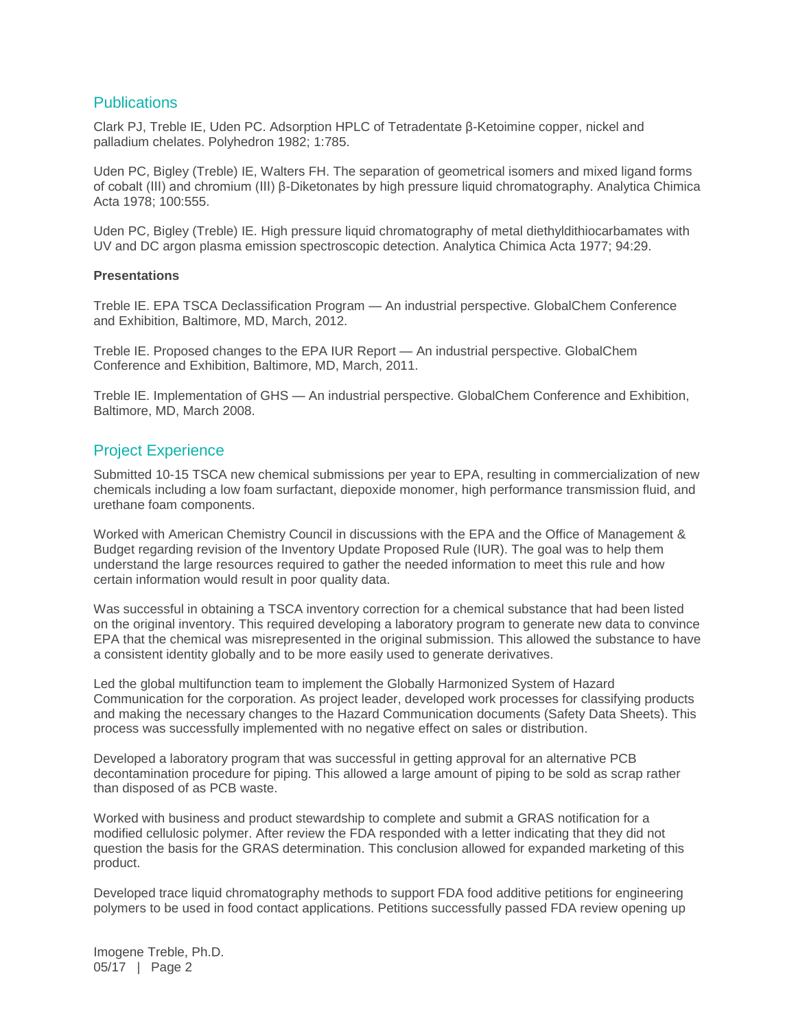## Publications

Clark PJ, Treble IE, Uden PC. Adsorption HPLC of Tetradentate β-Ketoimine copper, nickel and palladium chelates. Polyhedron 1982; 1:785.

Uden PC, Bigley (Treble) IE, Walters FH. The separation of geometrical isomers and mixed ligand forms of cobalt (III) and chromium (III) β-Diketonates by high pressure liquid chromatography. Analytica Chimica Acta 1978; 100:555.

Uden PC, Bigley (Treble) IE. High pressure liquid chromatography of metal diethyldithiocarbamates with UV and DC argon plasma emission spectroscopic detection. Analytica Chimica Acta 1977; 94:29.

**Presentations**

Treble IE. EPA TSCA Declassification Program — An industrial perspective. GlobalChem Conference and Exhibition, Baltimore, MD, March, 2012.

Treble IE. Proposed changes to the EPA IUR Report — An industrial perspective. GlobalChem Conference and Exhibition, Baltimore, MD, March, 2011.

Treble IE. Implementation of GHS — An industrial perspective. GlobalChem Conference and Exhibition, Baltimore, MD, March 2008.

## Project Experience

Submitted 10-15 TSCA new chemical submissions per year to EPA, resulting in commercialization of new chemicals including a low foam surfactant, diepoxide monomer, high performance transmission fluid, and urethane foam components.

Worked with American Chemistry Council in discussions with the EPA and the Office of Management & Budget regarding revision of the Inventory Update Proposed Rule (IUR). The goal was to help them understand the large resources required to gather the needed information to meet this rule and how certain information would result in poor quality data.

Was successful in obtaining a TSCA inventory correction for a chemical substance that had been listed on the original inventory. This required developing a laboratory program to generate new data to convince EPA that the chemical was misrepresented in the original submission. This allowed the substance to have a consistent identity globally and to be more easily used to generate derivatives.

Led the global multifunction team to implement the Globally Harmonized System of Hazard Communication for the corporation. As project leader, developed work processes for classifying products and making the necessary changes to the Hazard Communication documents (Safety Data Sheets). This process was successfully implemented with no negative effect on sales or distribution.

Developed a laboratory program that was successful in getting approval for an alternative PCB decontamination procedure for piping. This allowed a large amount of piping to be sold as scrap rather than disposed of as PCB waste.

Worked with business and product stewardship to complete and submit a GRAS notification for a modified cellulosic polymer. After review the FDA responded with a letter indicating that they did not question the basis for the GRAS determination. This conclusion allowed for expanded marketing of this product.

Developed trace liquid chromatography methods to support FDA food additive petitions for engineering polymers to be used in food contact applications. Petitions successfully passed FDA review opening up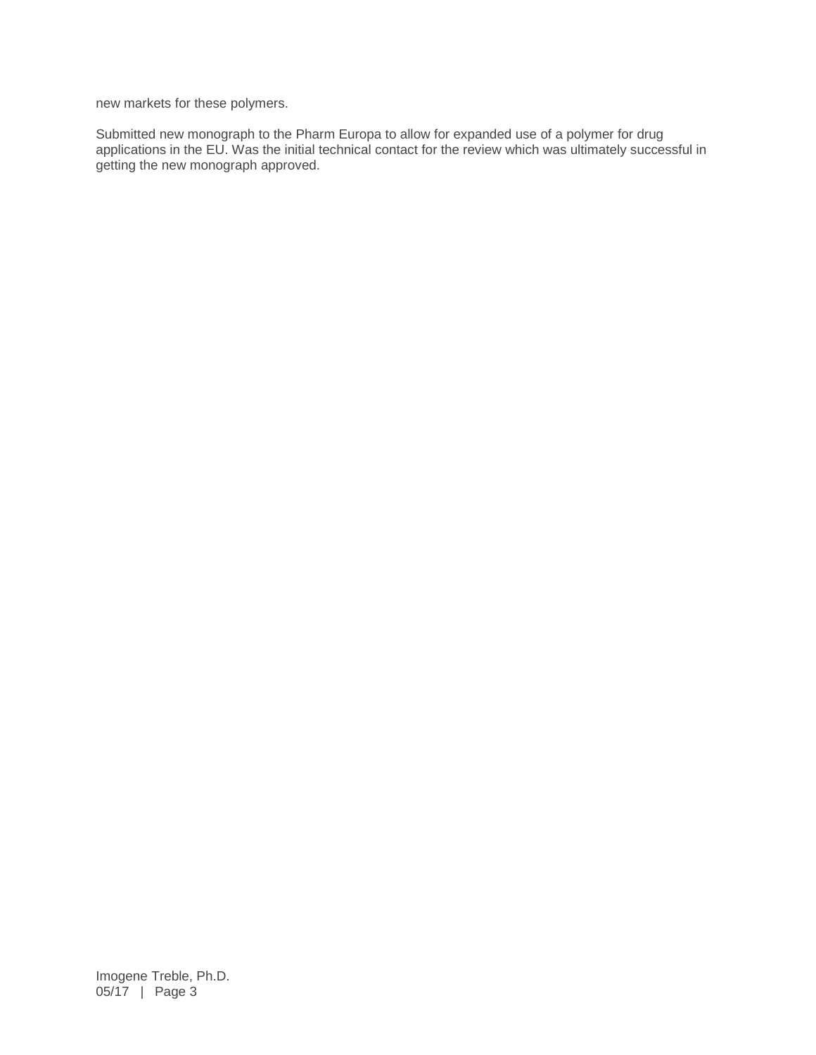new markets for these polymers.

Submitted new monograph to the Pharm Europa to allow for expanded use of a polymer for drug applications in the EU. Was the initial technical contact for the review which was ultimately successful in getting the new monograph approved.